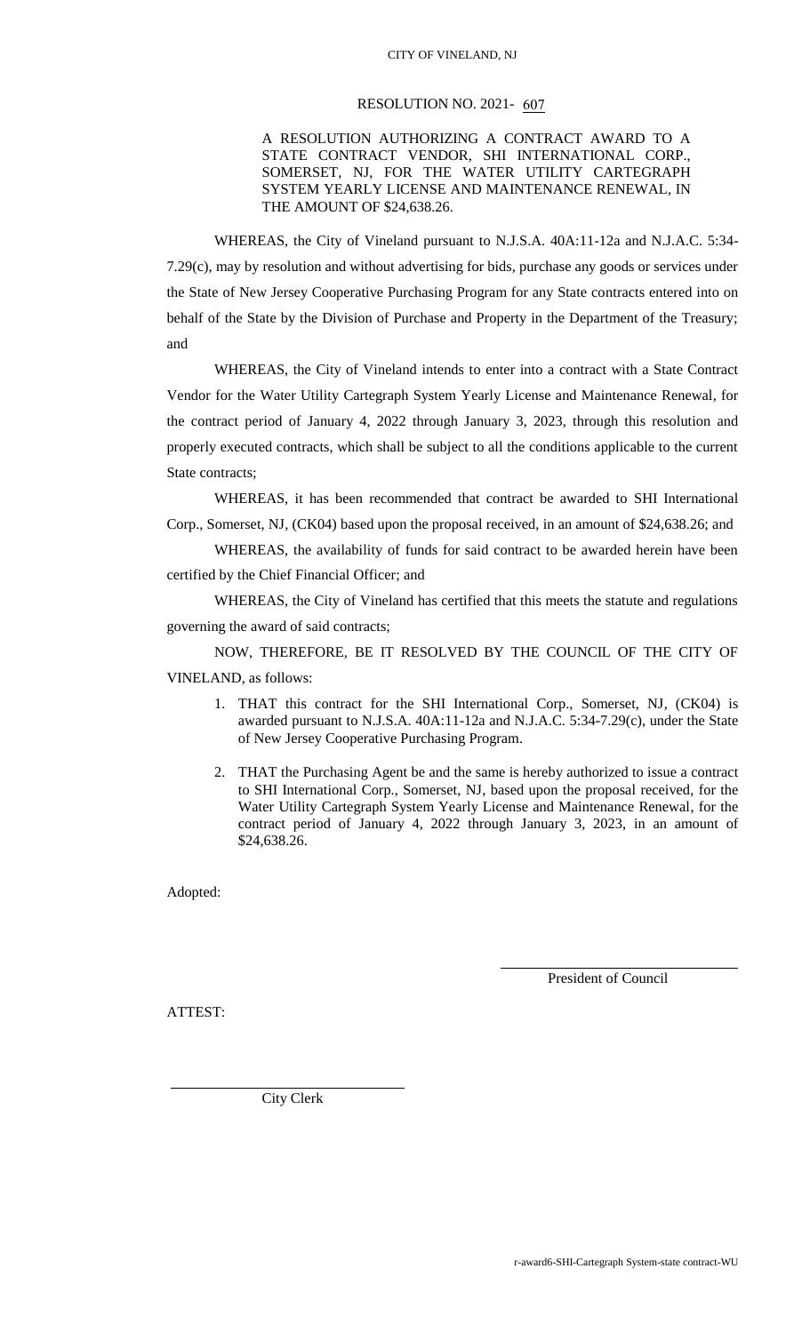CITY OF VINELAND, NJ

# RESOLUTION NO. 2021- 607

A RESOLUTION AUTHORIZING A CONTRACT AWARD TO A STATE CONTRACT VENDOR, SHI INTERNATIONAL CORP., SOMERSET, NJ, FOR THE WATER UTILITY CARTEGRAPH SYSTEM YEARLY LICENSE AND MAINTENANCE RENEWAL, IN THE AMOUNT OF $24,638.26.

WHEREAS, the City of Vineland pursuant to N.J.S.A. 40A:11-12a and N.J.A.C. 5:34-7.29(c), may by resolution and without advertising for bids, purchase any goods or services under the State of New Jersey Cooperative Purchasing Program for any State contracts entered into on behalf of the State by the Division of Purchase and Property in the Department of the Treasury; and

WHEREAS, the City of Vineland intends to enter into a contract with a State Contract Vendor for the Water Utility Cartegraph System Yearly License and Maintenance Renewal, for the contract period of January 4, 2022 through January 3, 2023, through this resolution and properly executed contracts, which shall be subject to all the conditions applicable to the current State contracts;

WHEREAS, it has been recommended that contract be awarded to SHI International Corp., Somerset, NJ, (CK04) based upon the proposal received, in an amount of $24,638.26; and

WHEREAS, the availability of funds for said contract to be awarded herein have been certified by the Chief Financial Officer; and

WHEREAS, the City of Vineland has certified that this meets the statute and regulations governing the award of said contracts;

NOW, THEREFORE, BE IT RESOLVED BY THE COUNCIL OF THE CITY OF VINELAND, as follows:

1. THAT this contract for the SHI International Corp., Somerset, NJ, (CK04) is awarded pursuant to N.J.S.A. 40A:11-12a and N.J.A.C. 5:34-7.29(c), under the State of New Jersey Cooperative Purchasing Program.
2. THAT the Purchasing Agent be and the same is hereby authorized to issue a contract to SHI International Corp., Somerset, NJ, based upon the proposal received, for the Water Utility Cartegraph System Yearly License and Maintenance Renewal, for the contract period of January 4, 2022 through January 3, 2023, in an amount of $24,638.26.

Adopted:

______________________________
President of Council

ATTEST:

______________________________
City Clerk

r-award6-SHI-Cartegraph System-state contract-WU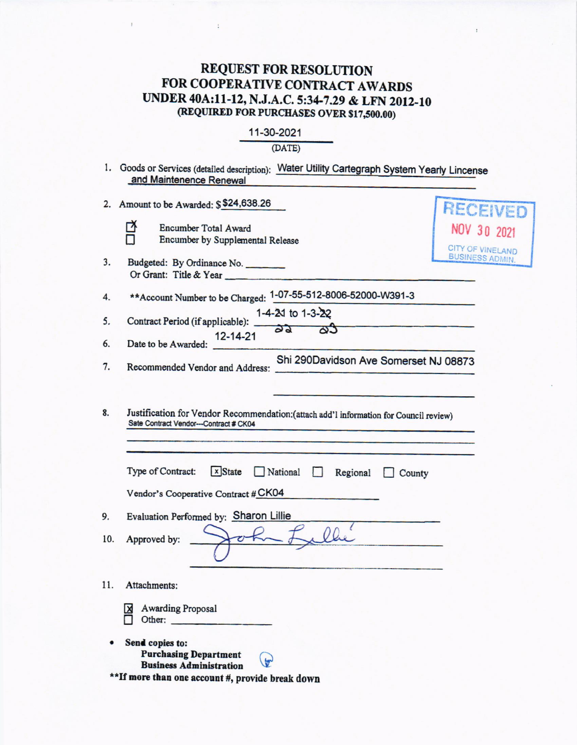# REQUEST FOR RESOLUTION
# FOR COOPERATIVE CONTRACT AWARDS
# UNDER 40A:11-12, N.J.A.C. 5:34-7.29 & LFN 2012-10
**(REQUIRED FOR PURCHASES OVER $17,500.00)**

11-30-2021
(DATE)

RECEIVED
NOV 30 2021
CITY OF VINELAND
BUSINESS ADMIN.

1. Goods or Services (detailed description): Water Utility Cartegraph System Yearly Lincense and Maintenence Renewal

2. Amount to be Awarded: $ $24,638.26

   - [x] Encumber Total Award
   - [ ] Encumber by Supplemental Release

3. Budgeted: By Ordinance No. ________
   Or Grant: Title & Year ________

4. **Account Number to be Charged: 1-07-55-512-8006-52000-W391-3

5. Contract Period (if applicable): 1-4-21 to 1-3-22 (corrected: 22, 23)

6. Date to be Awarded: 12-14-21

7. Recommended Vendor and Address: Shi 290Davidson Ave Somerset NJ 08873

8. Justification for Vendor Recommendation:(attach add'l information for Council review)
   Sate Contract Vendor---Contract # CK04

   Type of Contract: [x] State [ ] National [ ] Regional [ ] County

   Vendor's Cooperative Contract # CK04

9. Evaluation Performed by: Sharon Lillie

10. Approved by: John Lillie

11. Attachments:
    - [x] Awarding Proposal
    - [ ] Other: ________

- **Send copies to:**
  **Purchasing Department**
  **Business Administration**

**If more than one account #, provide break down**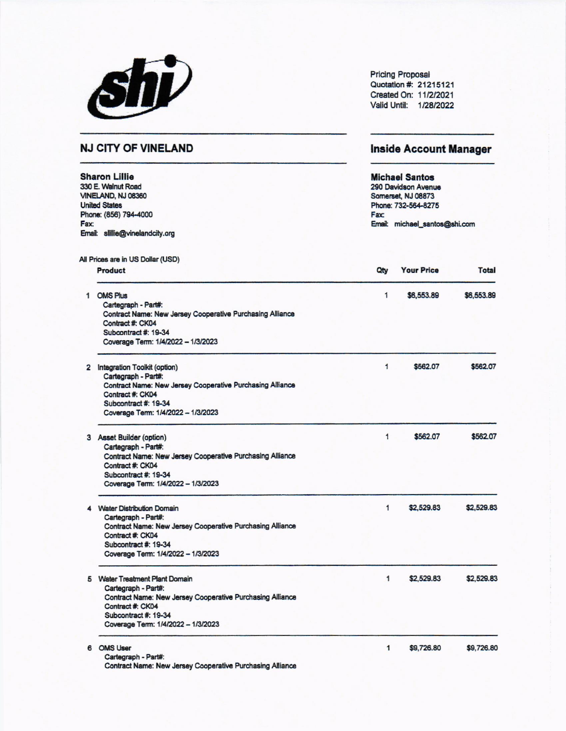**shi**

Pricing Proposal
Quotation #: 21215121
Created On: 11/2/2021
Valid Until: 1/28/2022

## NJ CITY OF VINELAND

**Sharon Lillie**
330 E. Walnut Road
VINELAND, NJ 08360
United States
Phone: (856) 794-4000
Fax:
Email: slillie@vinelandcity.org

## Inside Account Manager

**Michael Santos**
290 Davidson Avenue
Somerset, NJ 08873
Phone: 732-564-8275
Fax:
Email: michael_santos@shi.com

All Prices are in US Dollar (USD)

| | Product | Qty | Your Price | Total |
|---|---|---|---|---|
| 1 | OMS Plus<br>Cartegraph - Part#:<br>Contract Name: New Jersey Cooperative Purchasing Alliance<br>Contract #: CK04<br>Subcontract #: 19-34<br>Coverage Term: 1/4/2022 – 1/3/2023 | 1 | $6,553.89 | $6,553.89 |
| 2 | Integration Toolkit (option)<br>Cartegraph - Part#:<br>Contract Name: New Jersey Cooperative Purchasing Alliance<br>Contract #: CK04<br>Subcontract #: 19-34<br>Coverage Term: 1/4/2022 – 1/3/2023 | 1 | $562.07 | $562.07 |
| 3 | Asset Builder (option)<br>Cartegraph - Part#:<br>Contract Name: New Jersey Cooperative Purchasing Alliance<br>Contract #: CK04<br>Subcontract #: 19-34<br>Coverage Term: 1/4/2022 – 1/3/2023 | 1 | $562.07 | $562.07 |
| 4 | Water Distribution Domain<br>Cartegraph - Part#:<br>Contract Name: New Jersey Cooperative Purchasing Alliance<br>Contract #: CK04<br>Subcontract #: 19-34<br>Coverage Term: 1/4/2022 – 1/3/2023 | 1 | $2,529.83 | $2,529.83 |
| 5 | Water Treatment Plant Domain<br>Cartegraph - Part#:<br>Contract Name: New Jersey Cooperative Purchasing Alliance<br>Contract #: CK04<br>Subcontract #: 19-34<br>Coverage Term: 1/4/2022 – 1/3/2023 | 1 | $2,529.83 | $2,529.83 |
| 6 | OMS User<br>Cartegraph - Part#:<br>Contract Name: New Jersey Cooperative Purchasing Alliance | 1 | $9,726.80 | $9,726.80 |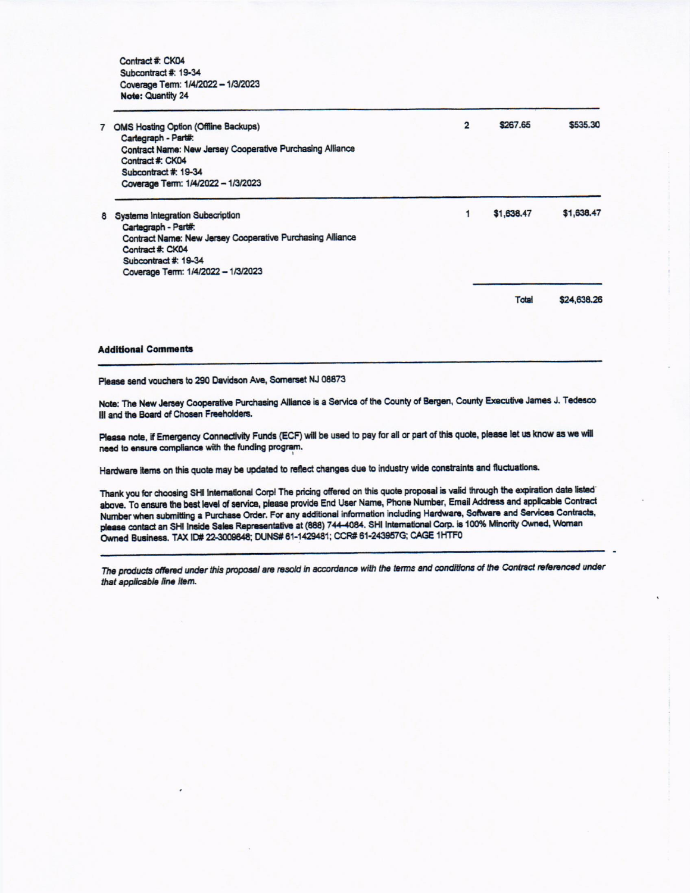| | | | | |
|---|---|---|---|---|
| | Contract #: CK04<br>Subcontract #: 19-34<br>Coverage Term: 1/4/2022 – 1/3/2023<br>**Note:** Quantity 24 | | | |
| 7 | OMS Hosting Option (Offline Backups)<br>Cartegraph - Part#:<br>Contract Name: New Jersey Cooperative Purchasing Alliance<br>Contract #: CK04<br>Subcontract #: 19-34<br>Coverage Term: 1/4/2022 – 1/3/2023 | 2 | $267.65 | $535.30 |
| 8 | Systems Integration Subscription<br>Cartegraph - Part#:<br>Contract Name: New Jersey Cooperative Purchasing Alliance<br>Contract #: CK04<br>Subcontract #: 19-34<br>Coverage Term: 1/4/2022 – 1/3/2023 | 1 | $1,638.47 | $1,638.47 |
| | | | Total | $24,638.26 |

### Additional Comments

Please send vouchers to 290 Davidson Ave, Somerset NJ 08873

Note: The New Jersey Cooperative Purchasing Alliance is a Service of the County of Bergen, County Executive James J. Tedesco III and the Board of Chosen Freeholders.

Please note, if Emergency Connectivity Funds (ECF) will be used to pay for all or part of this quote, please let us know as we will need to ensure compliance with the funding program.

Hardware items on this quote may be updated to reflect changes due to industry wide constraints and fluctuations.

Thank you for choosing SHI International Corp! The pricing offered on this quote proposal is valid through the expiration date listed above. To ensure the best level of service, please provide End User Name, Phone Number, Email Address and applicable Contract Number when submitting a Purchase Order. For any additional information including Hardware, Software and Services Contracts, please contact an SHI Inside Sales Representative at (888) 744-4084. SHI International Corp. is 100% Minority Owned, Woman Owned Business. TAX ID# 22-3009648; DUNS# 61-1429481; CCR# 61-243957G; CAGE 1HTF0

*The products offered under this proposal are resold in accordance with the terms and conditions of the Contract referenced under that applicable line item.*